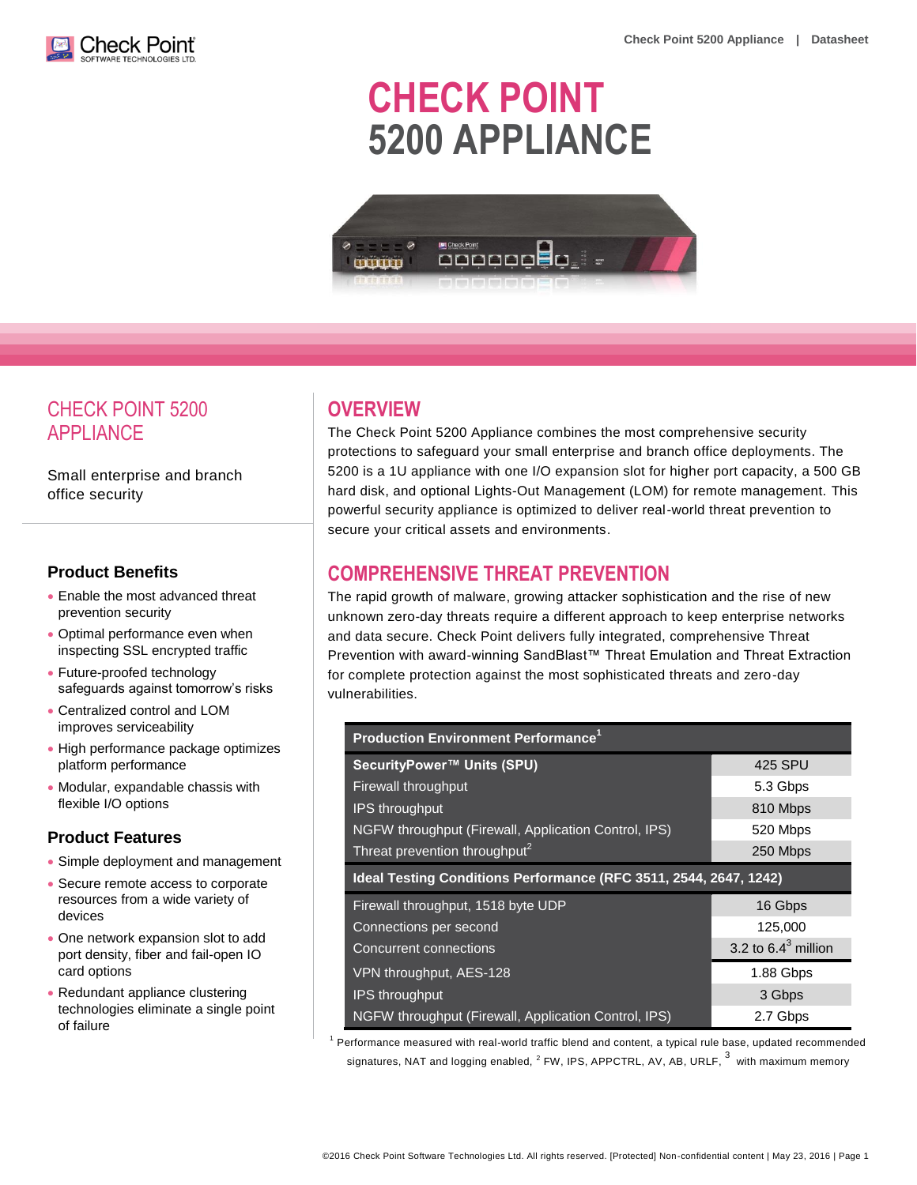# CHECK POINT 5200 APPLIANCE

## CHECK POINT 5200 APPLIANCE

Small enterprise and branch office security

### Product Benefits

- Enable the most advanced threat prevention security
- Optimal performance even when inspecting SSL encrypted traffic
- Future-proofed technology safeguards against tomorrow's risks
- Centralized control and LOM improves serviceability
- High performance package optimizes platform performance
- Modular, expandable chassis with flexible I/O options

### Product Features

- Simple deployment and management
- Secure remote access to corporate resources from a wide variety of devices
- One network expansion slot to add port density, fiber and fail-open IO card options
- Redundant appliance clustering technologies eliminate a single point of failure

## OVERVIEW

The Check Point 5200 Appliance combines the most comprehensive security protections to safeguard your small enterprise and branch office deployments. The 5200 is a 1U appliance with one I/O expansion slot for higher port capacity, a 500 GB hard disk, and optional Lights-Out Management (LOM) for remote management. This powerful security appliance is optimized to deliver real-world threat prevention to secure your critical assets and environments.

## COMPREHENSIVE THREAT PREVENTION

The rapid growth of malware, growing attacker sophistication and the rise of new unknown zero-day threats require a different approach to keep enterprise networks and data secure. Check Point delivers fully integrated, comprehensive Threat Prevention with award-winning SandBlast™ Threat Emulation and Threat Extraction for complete protection against the most sophisticated threats and zero-day vulnerabilities.

| **Production Environment Performance**[1] | |
|---|---|
| **SecurityPower™ Units (SPU)** | 425 SPU |
| Firewall throughput | 5.3 Gbps |
| IPS throughput | 810 Mbps |
| NGFW throughput (Firewall, Application Control, IPS) | 520 Mbps |
| Threat prevention throughput[2] | 250 Mbps |
| **Ideal Testing Conditions Performance (RFC 3511, 2544, 2647, 1242)** | |
| Firewall throughput, 1518 byte UDP | 16 Gbps |
| Connections per second | 125,000 |
| Concurrent connections | 3.2 to 6.4[3] million |
| VPN throughput, AES-128 | 1.88 Gbps |
| IPS throughput | 3 Gbps |
| NGFW throughput (Firewall, Application Control, IPS) | 2.7 Gbps |

[1] Performance measured with real-world traffic blend and content, a typical rule base, updated recommended signatures, NAT and logging enabled, [2] FW, IPS, APPCTRL, AV, AB, URLF, [3] with maximum memory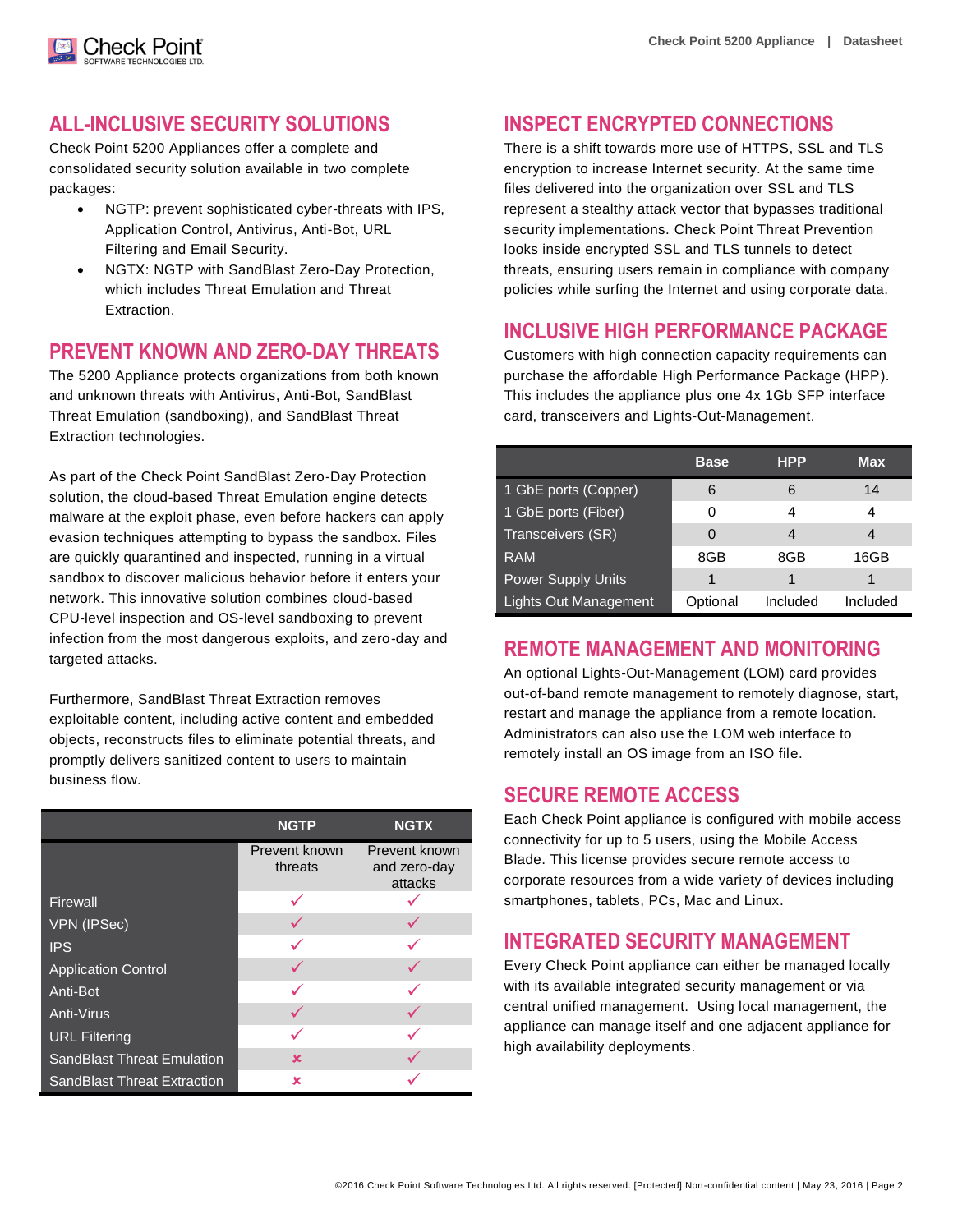## ALL-INCLUSIVE SECURITY SOLUTIONS

Check Point 5200 Appliances offer a complete and consolidated security solution available in two complete packages:

- NGTP: prevent sophisticated cyber-threats with IPS, Application Control, Antivirus, Anti-Bot, URL Filtering and Email Security.
- NGTX: NGTP with SandBlast Zero-Day Protection, which includes Threat Emulation and Threat Extraction.

## PREVENT KNOWN AND ZERO-DAY THREATS

The 5200 Appliance protects organizations from both known and unknown threats with Antivirus, Anti-Bot, SandBlast Threat Emulation (sandboxing), and SandBlast Threat Extraction technologies.

As part of the Check Point SandBlast Zero-Day Protection solution, the cloud-based Threat Emulation engine detects malware at the exploit phase, even before hackers can apply evasion techniques attempting to bypass the sandbox. Files are quickly quarantined and inspected, running in a virtual sandbox to discover malicious behavior before it enters your network. This innovative solution combines cloud-based CPU-level inspection and OS-level sandboxing to prevent infection from the most dangerous exploits, and zero-day and targeted attacks.

Furthermore, SandBlast Threat Extraction removes exploitable content, including active content and embedded objects, reconstructs files to eliminate potential threats, and promptly delivers sanitized content to users to maintain business flow.

| | NGTP | NGTX |
|---|---|---|
| | Prevent known threats | Prevent known and zero-day attacks |
| Firewall | ✓ | ✓ |
| VPN (IPSec) | ✓ | ✓ |
| IPS | ✓ | ✓ |
| Application Control | ✓ | ✓ |
| Anti-Bot | ✓ | ✓ |
| Anti-Virus | ✓ | ✓ |
| URL Filtering | ✓ | ✓ |
| SandBlast Threat Emulation | ✗ | ✓ |
| SandBlast Threat Extraction | ✗ | ✓ |

## INSPECT ENCRYPTED CONNECTIONS

There is a shift towards more use of HTTPS, SSL and TLS encryption to increase Internet security. At the same time files delivered into the organization over SSL and TLS represent a stealthy attack vector that bypasses traditional security implementations. Check Point Threat Prevention looks inside encrypted SSL and TLS tunnels to detect threats, ensuring users remain in compliance with company policies while surfing the Internet and using corporate data.

## INCLUSIVE HIGH PERFORMANCE PACKAGE

Customers with high connection capacity requirements can purchase the affordable High Performance Package (HPP). This includes the appliance plus one 4x 1Gb SFP interface card, transceivers and Lights-Out-Management.

| | Base | HPP | Max |
|---|---|---|---|
| 1 GbE ports (Copper) | 6 | 6 | 14 |
| 1 GbE ports (Fiber) | 0 | 4 | 4 |
| Transceivers (SR) | 0 | 4 | 4 |
| RAM | 8GB | 8GB | 16GB |
| Power Supply Units | 1 | 1 | 1 |
| Lights Out Management | Optional | Included | Included |

## REMOTE MANAGEMENT AND MONITORING

An optional Lights-Out-Management (LOM) card provides out-of-band remote management to remotely diagnose, start, restart and manage the appliance from a remote location. Administrators can also use the LOM web interface to remotely install an OS image from an ISO file.

## SECURE REMOTE ACCESS

Each Check Point appliance is configured with mobile access connectivity for up to 5 users, using the Mobile Access Blade. This license provides secure remote access to corporate resources from a wide variety of devices including smartphones, tablets, PCs, Mac and Linux.

## INTEGRATED SECURITY MANAGEMENT

Every Check Point appliance can either be managed locally with its available integrated security management or via central unified management. Using local management, the appliance can manage itself and one adjacent appliance for high availability deployments.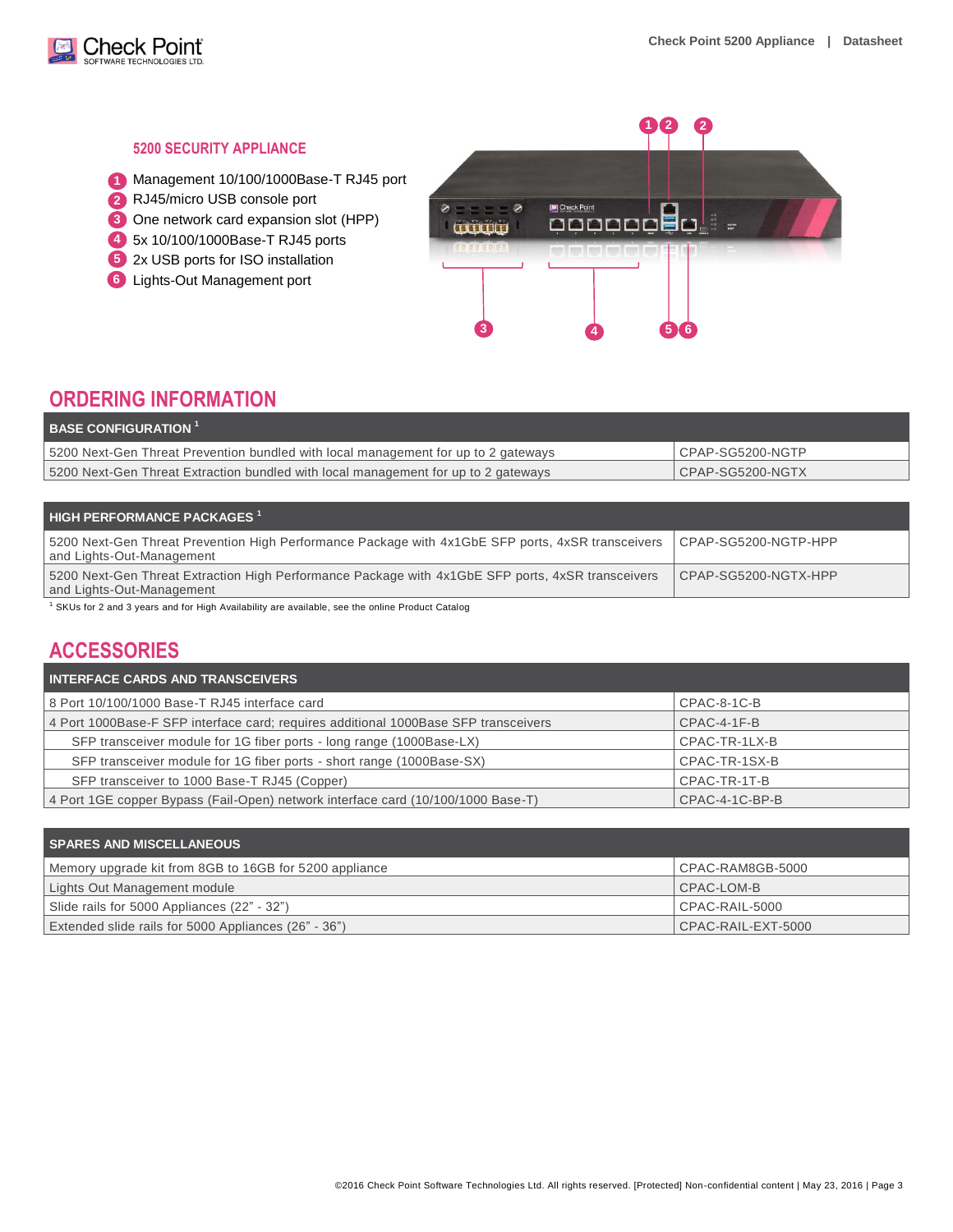## 5200 SECURITY APPLIANCE

1. Management 10/100/1000Base-T RJ45 port
2. RJ45/micro USB console port
3. One network card expansion slot (HPP)
4. 5x 10/100/1000Base-T RJ45 ports
5. 2x USB ports for ISO installation
6. Lights-Out Management port

# ORDERING INFORMATION

| BASE CONFIGURATION [1] | |
|---|---|
| 5200 Next-Gen Threat Prevention bundled with local management for up to 2 gateways | CPAP-SG5200-NGTP |
| 5200 Next-Gen Threat Extraction bundled with local management for up to 2 gateways | CPAP-SG5200-NGTX |

| HIGH PERFORMANCE PACKAGES [1] | |
|---|---|
| 5200 Next-Gen Threat Prevention High Performance Package with 4x1GbE SFP ports, 4xSR transceivers and Lights-Out-Management | CPAP-SG5200-NGTP-HPP |
| 5200 Next-Gen Threat Extraction High Performance Package with 4x1GbE SFP ports, 4xSR transceivers and Lights-Out-Management | CPAP-SG5200-NGTX-HPP |

[1] SKUs for 2 and 3 years and for High Availability are available, see the online Product Catalog

# ACCESSORIES

| INTERFACE CARDS AND TRANSCEIVERS | |
|---|---|
| 8 Port 10/100/1000 Base-T RJ45 interface card | CPAC-8-1C-B |
| 4 Port 1000Base-F SFP interface card; requires additional 1000Base SFP transceivers | CPAC-4-1F-B |
| SFP transceiver module for 1G fiber ports - long range (1000Base-LX) | CPAC-TR-1LX-B |
| SFP transceiver module for 1G fiber ports - short range (1000Base-SX) | CPAC-TR-1SX-B |
| SFP transceiver to 1000 Base-T RJ45 (Copper) | CPAC-TR-1T-B |
| 4 Port 1GE copper Bypass (Fail-Open) network interface card (10/100/1000 Base-T) | CPAC-4-1C-BP-B |

| SPARES AND MISCELLANEOUS | |
|---|---|
| Memory upgrade kit from 8GB to 16GB for 5200 appliance | CPAC-RAM8GB-5000 |
| Lights Out Management module | CPAC-LOM-B |
| Slide rails for 5000 Appliances (22" - 32") | CPAC-RAIL-5000 |
| Extended slide rails for 5000 Appliances (26" - 36") | CPAC-RAIL-EXT-5000 |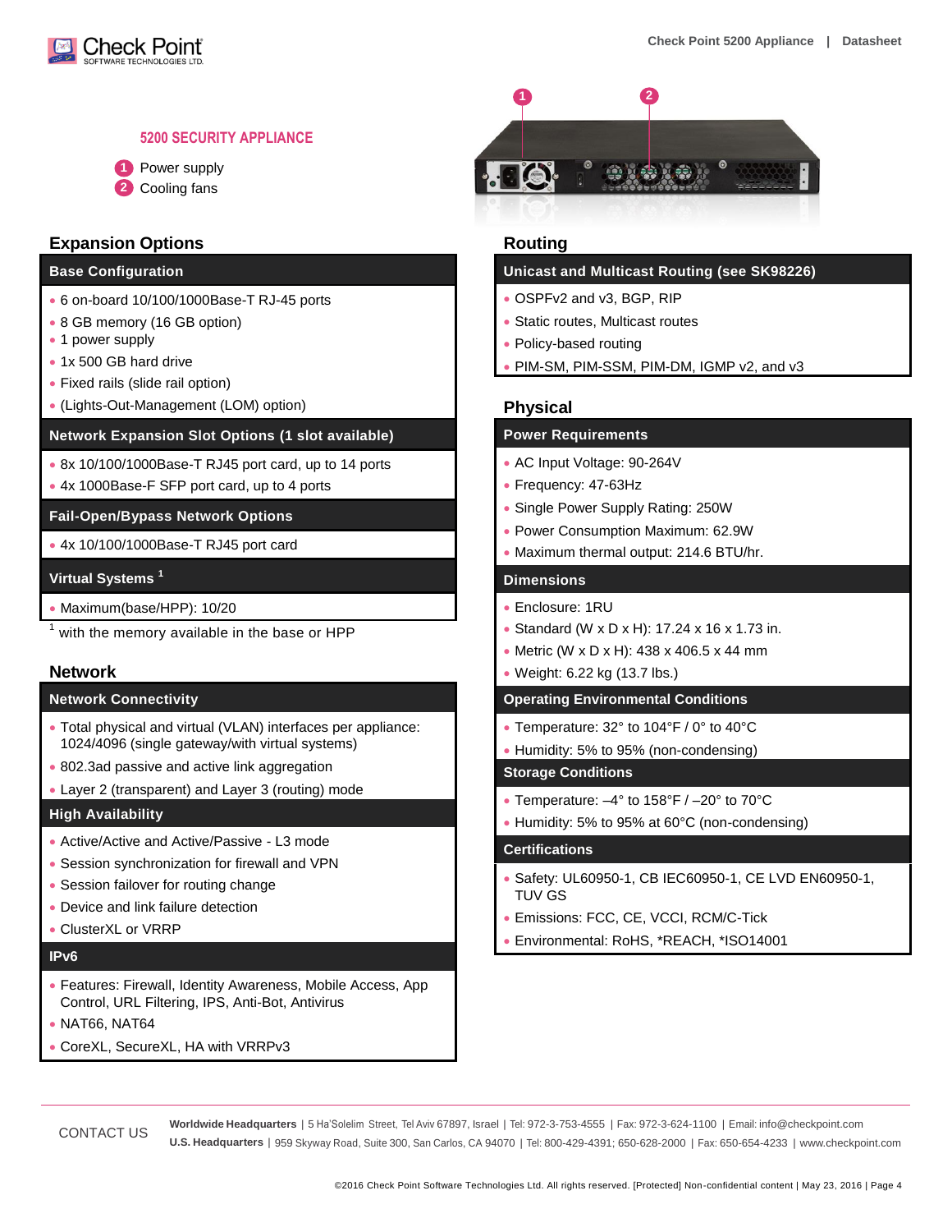## 5200 SECURITY APPLIANCE

1. Power supply
2. Cooling fans

## Expansion Options

### Base Configuration

- 6 on-board 10/100/1000Base-T RJ-45 ports
- 8 GB memory (16 GB option)
- 1 power supply
- 1x 500 GB hard drive
- Fixed rails (slide rail option)
- (Lights-Out-Management (LOM) option)

### Network Expansion Slot Options (1 slot available)

- 8x 10/100/1000Base-T RJ45 port card, up to 14 ports
- 4x 1000Base-F SFP port card, up to 4 ports

### Fail-Open/Bypass Network Options

- 4x 10/100/1000Base-T RJ45 port card

### Virtual Systems [1]

- Maximum(base/HPP): 10/20

[1] with the memory available in the base or HPP

## Network

### Network Connectivity

- Total physical and virtual (VLAN) interfaces per appliance: 1024/4096 (single gateway/with virtual systems)
- 802.3ad passive and active link aggregation
- Layer 2 (transparent) and Layer 3 (routing) mode

### High Availability

- Active/Active and Active/Passive - L3 mode
- Session synchronization for firewall and VPN
- Session failover for routing change
- Device and link failure detection
- ClusterXL or VRRP

### IPv6

- Features: Firewall, Identity Awareness, Mobile Access, App Control, URL Filtering, IPS, Anti-Bot, Antivirus
- NAT66, NAT64
- CoreXL, SecureXL, HA with VRRPv3

## Routing

### Unicast and Multicast Routing (see SK98226)

- OSPFv2 and v3, BGP, RIP
- Static routes, Multicast routes
- Policy-based routing
- PIM-SM, PIM-SSM, PIM-DM, IGMP v2, and v3

## Physical

### Power Requirements

- AC Input Voltage: 90-264V
- Frequency: 47-63Hz
- Single Power Supply Rating: 250W
- Power Consumption Maximum: 62.9W
- Maximum thermal output: 214.6 BTU/hr.

### Dimensions

- Enclosure: 1RU
- Standard (W x D x H): 17.24 x 16 x 1.73 in.
- Metric (W x D x H): 438 x 406.5 x 44 mm
- Weight: 6.22 kg (13.7 lbs.)

### Operating Environmental Conditions

- Temperature: 32° to 104°F / 0° to 40°C
- Humidity: 5% to 95% (non-condensing)

### Storage Conditions

- Temperature: –4° to 158°F / –20° to 70°C
- Humidity: 5% to 95% at 60°C (non-condensing)

### Certifications

- Safety: UL60950-1, CB IEC60950-1, CE LVD EN60950-1, TUV GS
- Emissions: FCC, CE, VCCI, RCM/C-Tick
- Environmental: RoHS, *REACH, *ISO14001

CONTACT US

**Worldwide Headquarters** | 5 Ha'Solelim Street, Tel Aviv 67897, Israel | Tel: 972-3-753-4555 | Fax: 972-3-624-1100 | Email: info@checkpoint.com
**U.S. Headquarters** | 959 Skyway Road, Suite 300, San Carlos, CA 94070 | Tel: 800-429-4391; 650-628-2000 | Fax: 650-654-4233 | www.checkpoint.com

©2016 Check Point Software Technologies Ltd. All rights reserved. [Protected] Non-confidential content | May 23, 2016